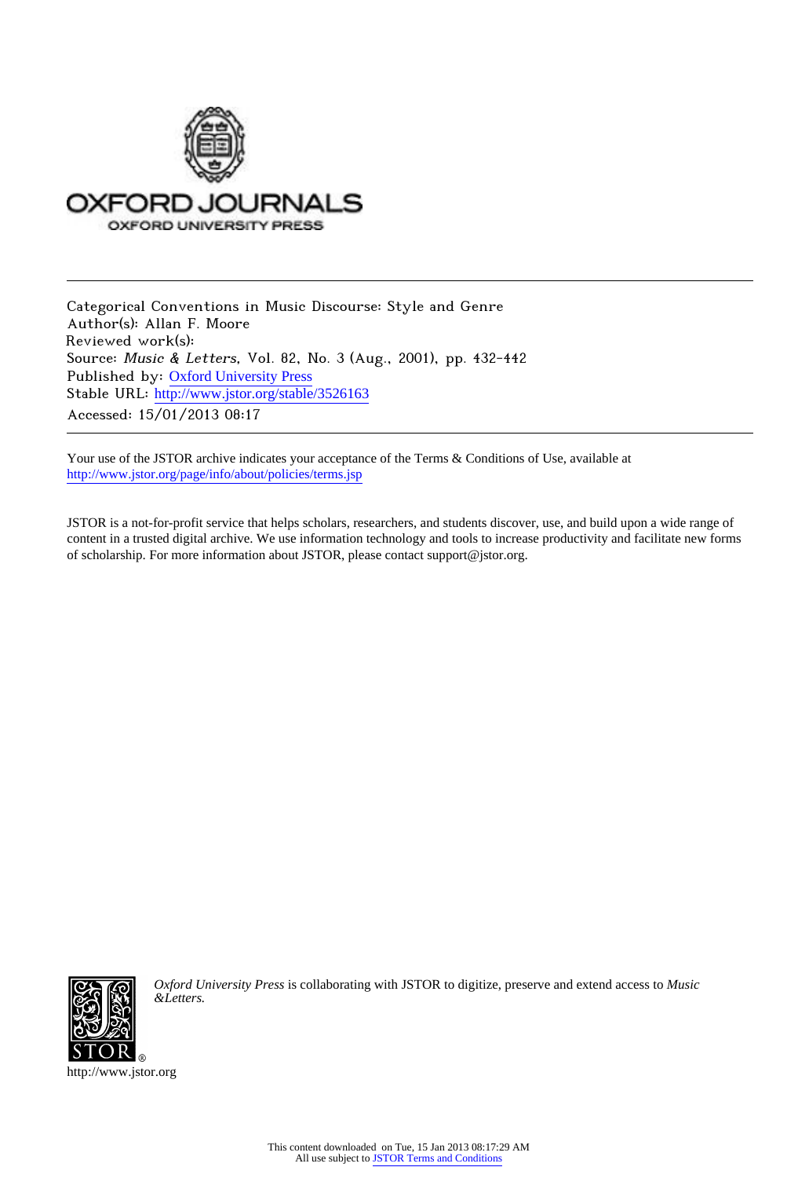OXFORD JOURNALS

OXFORD UNIVERSITY PRESS

---

Categorical Conventions in Music Discourse: Style and Genre
Author(s): Allan F. Moore
Reviewed work(s):
Source: *Music & Letters*, Vol. 82, No. 3 (Aug., 2001), pp. 432-442
Published by: Oxford University Press
Stable URL: http://www.jstor.org/stable/3526163
Accessed: 15/01/2013 08:17

---

Your use of the JSTOR archive indicates your acceptance of the Terms & Conditions of Use, available at
http://www.jstor.org/page/info/about/policies/terms.jsp

JSTOR is a not-for-profit service that helps scholars, researchers, and students discover, use, and build upon a wide range of content in a trusted digital archive. We use information technology and tools to increase productivity and facilitate new forms of scholarship. For more information about JSTOR, please contact support@jstor.org.

*Oxford University Press* is collaborating with JSTOR to digitize, preserve and extend access to *Music &Letters.*

http://www.jstor.org

This content downloaded on Tue, 15 Jan 2013 08:17:29 AM
All use subject to JSTOR Terms and Conditions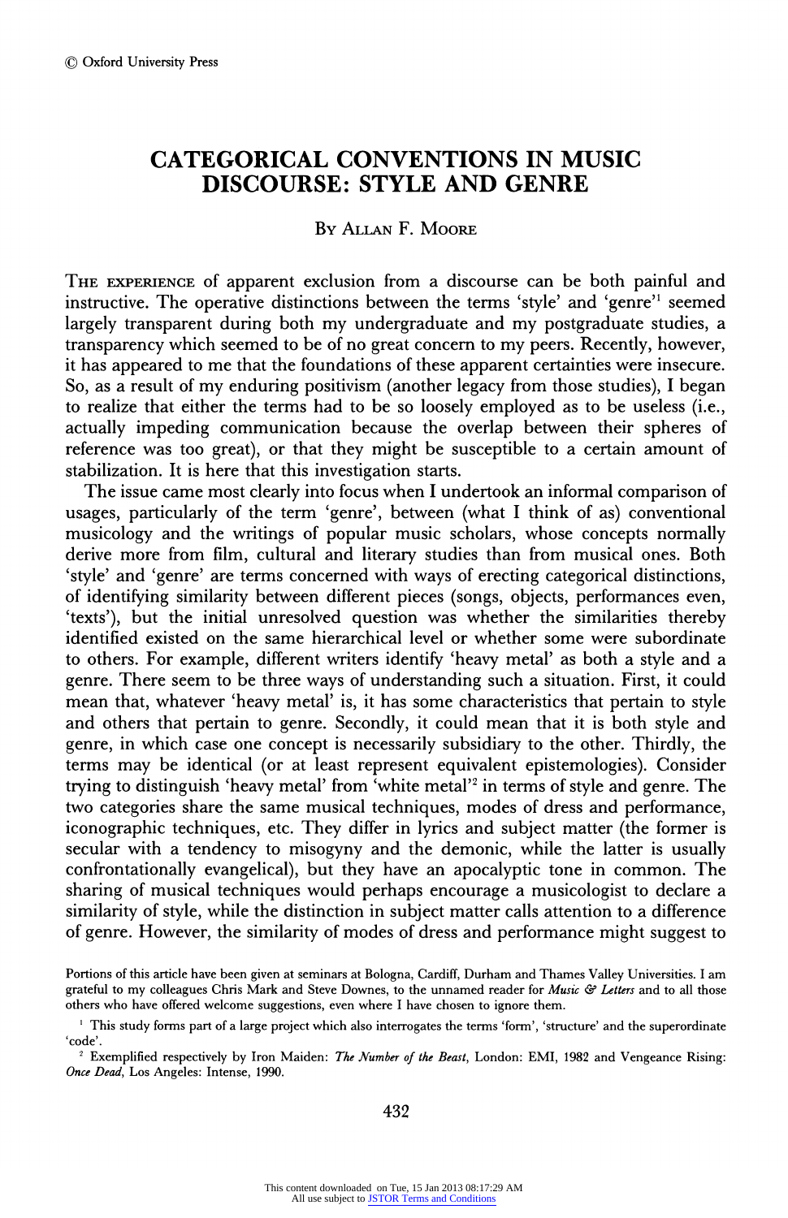# CATEGORICAL CONVENTIONS IN MUSIC DISCOURSE: STYLE AND GENRE

By Allan F. Moore

The experience of apparent exclusion from a discourse can be both painful and instructive. The operative distinctions between the terms 'style' and 'genre'[1] seemed largely transparent during both my undergraduate and my postgraduate studies, a transparency which seemed to be of no great concern to my peers. Recently, however, it has appeared to me that the foundations of these apparent certainties were insecure. So, as a result of my enduring positivism (another legacy from those studies), I began to realize that either the terms had to be so loosely employed as to be useless (i.e., actually impeding communication because the overlap between their spheres of reference was too great), or that they might be susceptible to a certain amount of stabilization. It is here that this investigation starts.

The issue came most clearly into focus when I undertook an informal comparison of usages, particularly of the term 'genre', between (what I think of as) conventional musicology and the writings of popular music scholars, whose concepts normally derive more from film, cultural and literary studies than from musical ones. Both 'style' and 'genre' are terms concerned with ways of erecting categorical distinctions, of identifying similarity between different pieces (songs, objects, performances even, 'texts'), but the initial unresolved question was whether the similarities thereby identified existed on the same hierarchical level or whether some were subordinate to others. For example, different writers identify 'heavy metal' as both a style and a genre. There seem to be three ways of understanding such a situation. First, it could mean that, whatever 'heavy metal' is, it has some characteristics that pertain to style and others that pertain to genre. Secondly, it could mean that it is both style and genre, in which case one concept is necessarily subsidiary to the other. Thirdly, the terms may be identical (or at least represent equivalent epistemologies). Consider trying to distinguish 'heavy metal' from 'white metal'[2] in terms of style and genre. The two categories share the same musical techniques, modes of dress and performance, iconographic techniques, etc. They differ in lyrics and subject matter (the former is secular with a tendency to misogyny and the demonic, while the latter is usually confrontationally evangelical), but they have an apocalyptic tone in common. The sharing of musical techniques would perhaps encourage a musicologist to declare a similarity of style, while the distinction in subject matter calls attention to a difference of genre. However, the similarity of modes of dress and performance might suggest to

Portions of this article have been given at seminars at Bologna, Cardiff, Durham and Thames Valley Universities. I am grateful to my colleagues Chris Mark and Steve Downes, to the unnamed reader for *Music & Letters* and to all those others who have offered welcome suggestions, even where I have chosen to ignore them.

[1] This study forms part of a large project which also interrogates the terms 'form', 'structure' and the superordinate 'code'.

[2] Exemplified respectively by Iron Maiden: *The Number of the Beast*, London: EMI, 1982 and Vengeance Rising: *Once Dead*, Los Angeles: Intense, 1990.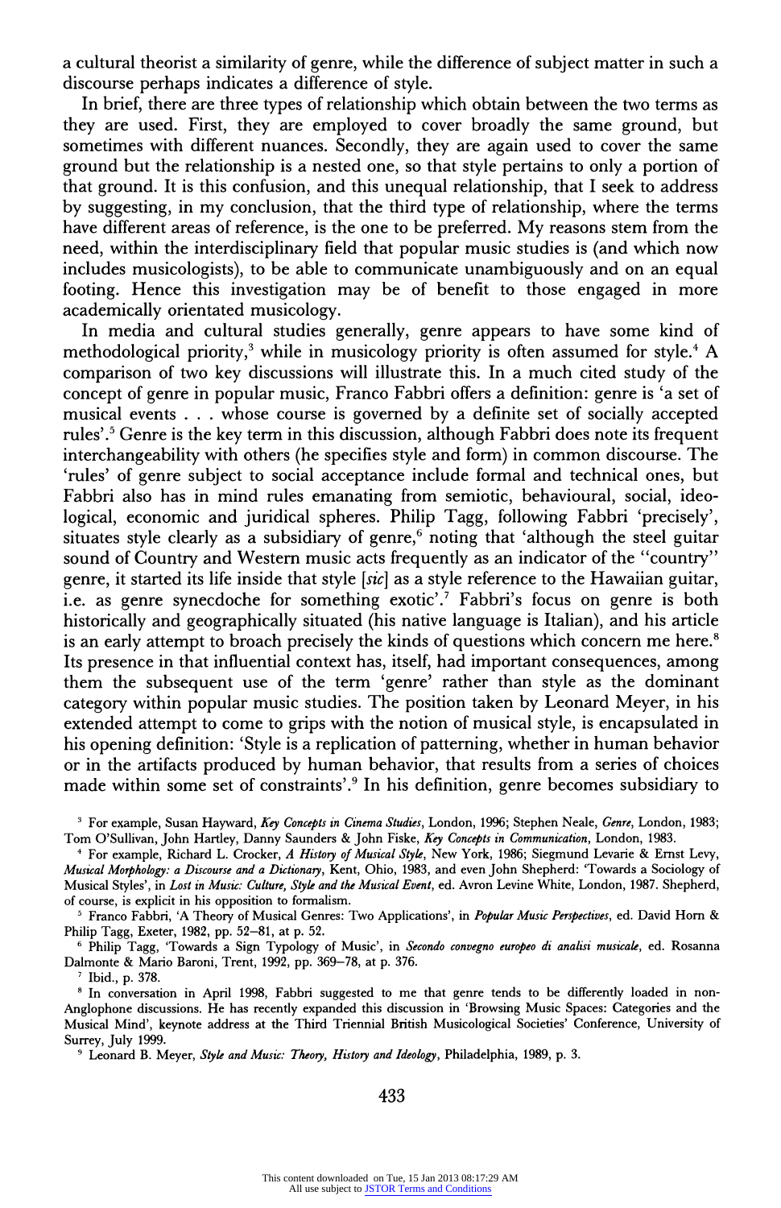a cultural theorist a similarity of genre, while the difference of subject matter in such a discourse perhaps indicates a difference of style.

In brief, there are three types of relationship which obtain between the two terms as they are used. First, they are employed to cover broadly the same ground, but sometimes with different nuances. Secondly, they are again used to cover the same ground but the relationship is a nested one, so that style pertains to only a portion of that ground. It is this confusion, and this unequal relationship, that I seek to address by suggesting, in my conclusion, that the third type of relationship, where the terms have different areas of reference, is the one to be preferred. My reasons stem from the need, within the interdisciplinary field that popular music studies is (and which now includes musicologists), to be able to communicate unambiguously and on an equal footing. Hence this investigation may be of benefit to those engaged in more academically orientated musicology.

In media and cultural studies generally, genre appears to have some kind of methodological priority,[3] while in musicology priority is often assumed for style.[4] A comparison of two key discussions will illustrate this. In a much cited study of the concept of genre in popular music, Franco Fabbri offers a definition: genre is 'a set of musical events . . . whose course is governed by a definite set of socially accepted rules'.[5] Genre is the key term in this discussion, although Fabbri does note its frequent interchangeability with others (he specifies style and form) in common discourse. The 'rules' of genre subject to social acceptance include formal and technical ones, but Fabbri also has in mind rules emanating from semiotic, behavioural, social, ideological, economic and juridical spheres. Philip Tagg, following Fabbri 'precisely', situates style clearly as a subsidiary of genre,[6] noting that 'although the steel guitar sound of Country and Western music acts frequently as an indicator of the "country" genre, it started its life inside that style [*sic*] as a style reference to the Hawaiian guitar, i.e. as genre synecdoche for something exotic'.[7] Fabbri's focus on genre is both historically and geographically situated (his native language is Italian), and his article is an early attempt to broach precisely the kinds of questions which concern me here.[8] Its presence in that influential context has, itself, had important consequences, among them the subsequent use of the term 'genre' rather than style as the dominant category within popular music studies. The position taken by Leonard Meyer, in his extended attempt to come to grips with the notion of musical style, is encapsulated in his opening definition: 'Style is a replication of patterning, whether in human behavior or in the artifacts produced by human behavior, that results from a series of choices made within some set of constraints'.[9] In his definition, genre becomes subsidiary to

---

[3] For example, Susan Hayward, *Key Concepts in Cinema Studies*, London, 1996; Stephen Neale, *Genre*, London, 1983; Tom O'Sullivan, John Hartley, Danny Saunders & John Fiske, *Key Concepts in Communication*, London, 1983.

[4] For example, Richard L. Crocker, *A History of Musical Style*, New York, 1986; Siegmund Levarie & Ernst Levy, *Musical Morphology: a Discourse and a Dictionary*, Kent, Ohio, 1983, and even John Shepherd: 'Towards a Sociology of Musical Styles', in *Lost in Music: Culture, Style and the Musical Event*, ed. Avron Levine White, London, 1987. Shepherd, of course, is explicit in his opposition to formalism.

[5] Franco Fabbri, 'A Theory of Musical Genres: Two Applications', in *Popular Music Perspectives*, ed. David Horn & Philip Tagg, Exeter, 1982, pp. 52–81, at p. 52.

[6] Philip Tagg, 'Towards a Sign Typology of Music', in *Secondo convegno europeo di analisi musicale*, ed. Rosanna Dalmonte & Mario Baroni, Trent, 1992, pp. 369–78, at p. 376.

[7] Ibid., p. 378.

[8] In conversation in April 1998, Fabbri suggested to me that genre tends to be differently loaded in non-Anglophone discussions. He has recently expanded this discussion in 'Browsing Music Spaces: Categories and the Musical Mind', keynote address at the Third Triennial British Musicological Societies' Conference, University of Surrey, July 1999.

[9] Leonard B. Meyer, *Style and Music: Theory, History and Ideology*, Philadelphia, 1989, p. 3.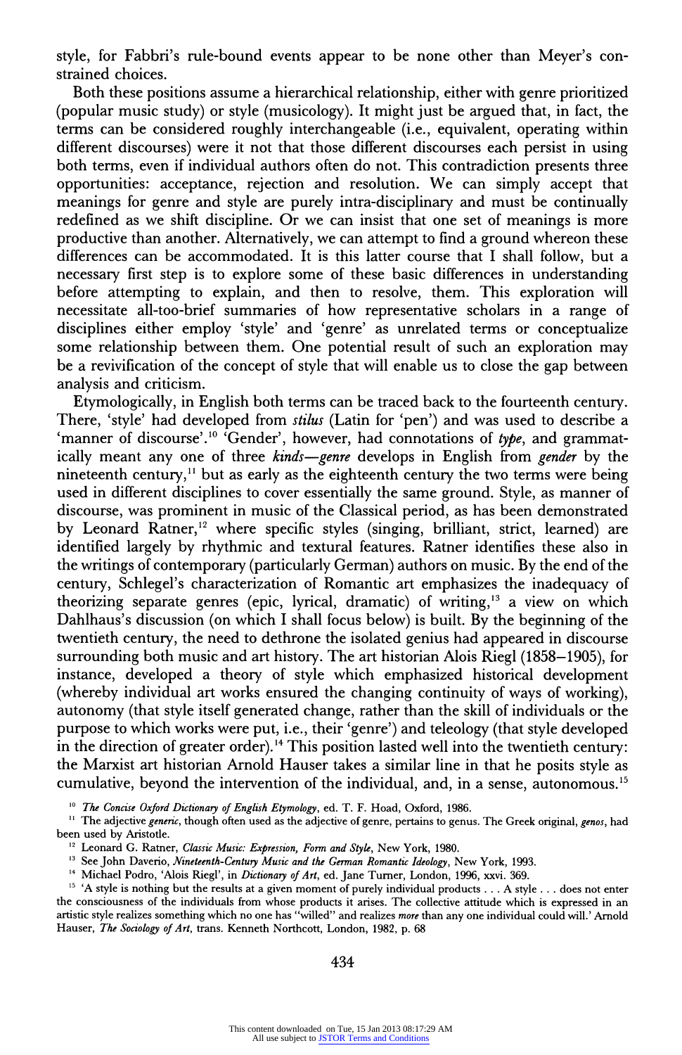style, for Fabbri's rule-bound events appear to be none other than Meyer's constrained choices.

Both these positions assume a hierarchical relationship, either with genre prioritized (popular music study) or style (musicology). It might just be argued that, in fact, the terms can be considered roughly interchangeable (i.e., equivalent, operating within different discourses) were it not that those different discourses each persist in using both terms, even if individual authors often do not. This contradiction presents three opportunities: acceptance, rejection and resolution. We can simply accept that meanings for genre and style are purely intra-disciplinary and must be continually redefined as we shift discipline. Or we can insist that one set of meanings is more productive than another. Alternatively, we can attempt to find a ground whereon these differences can be accommodated. It is this latter course that I shall follow, but a necessary first step is to explore some of these basic differences in understanding before attempting to explain, and then to resolve, them. This exploration will necessitate all-too-brief summaries of how representative scholars in a range of disciplines either employ 'style' and 'genre' as unrelated terms or conceptualize some relationship between them. One potential result of such an exploration may be a revivification of the concept of style that will enable us to close the gap between analysis and criticism.

Etymologically, in English both terms can be traced back to the fourteenth century. There, 'style' had developed from *stilus* (Latin for 'pen') and was used to describe a 'manner of discourse'.[10] 'Gender', however, had connotations of *type*, and grammatically meant any one of three *kinds*—*genre* develops in English from *gender* by the nineteenth century,[11] but as early as the eighteenth century the two terms were being used in different disciplines to cover essentially the same ground. Style, as manner of discourse, was prominent in music of the Classical period, as has been demonstrated by Leonard Ratner,[12] where specific styles (singing, brilliant, strict, learned) are identified largely by rhythmic and textural features. Ratner identifies these also in the writings of contemporary (particularly German) authors on music. By the end of the century, Schlegel's characterization of Romantic art emphasizes the inadequacy of theorizing separate genres (epic, lyrical, dramatic) of writing,[13] a view on which Dahlhaus's discussion (on which I shall focus below) is built. By the beginning of the twentieth century, the need to dethrone the isolated genius had appeared in discourse surrounding both music and art history. The art historian Alois Riegl (1858–1905), for instance, developed a theory of style which emphasized historical development (whereby individual art works ensured the changing continuity of ways of working), autonomy (that style itself generated change, rather than the skill of individuals or the purpose to which works were put, i.e., their 'genre') and teleology (that style developed in the direction of greater order).[14] This position lasted well into the twentieth century: the Marxist art historian Arnold Hauser takes a similar line in that he posits style as cumulative, beyond the intervention of the individual, and, in a sense, autonomous.[15]

[10] *The Concise Oxford Dictionary of English Etymology*, ed. T. F. Hoad, Oxford, 1986.

[11] The adjective *generic*, though often used as the adjective of genre, pertains to genus. The Greek original, *genos*, had been used by Aristotle.

[12] Leonard G. Ratner, *Classic Music: Expression, Form and Style*, New York, 1980.

[13] See John Daverio, *Nineteenth-Century Music and the German Romantic Ideology*, New York, 1993.

[14] Michael Podro, 'Alois Riegl', in *Dictionary of Art*, ed. Jane Turner, London, 1996, xxvi. 369.

[15] 'A style is nothing but the results at a given moment of purely individual products . . . A style . . . does not enter the consciousness of the individuals from whose products it arises. The collective attitude which is expressed in an artistic style realizes something which no one has "willed" and realizes *more* than any one individual could will.' Arnold Hauser, *The Sociology of Art*, trans. Kenneth Northcott, London, 1982, p. 68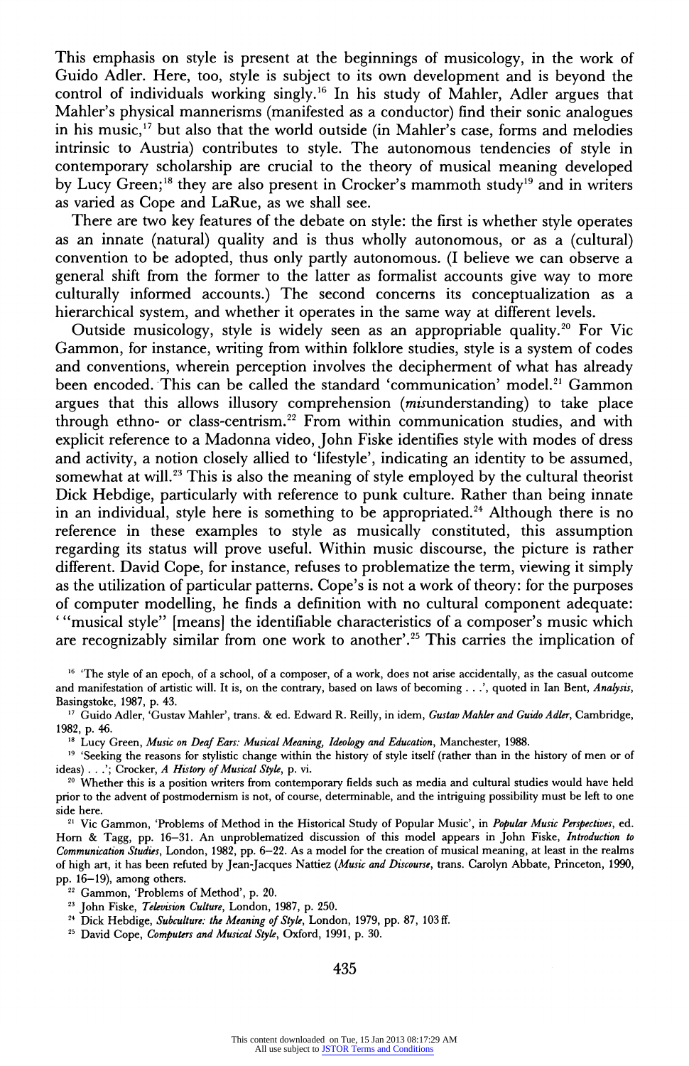This emphasis on style is present at the beginnings of musicology, in the work of Guido Adler. Here, too, style is subject to its own development and is beyond the control of individuals working singly.[16] In his study of Mahler, Adler argues that Mahler's physical mannerisms (manifested as a conductor) find their sonic analogues in his music,[17] but also that the world outside (in Mahler's case, forms and melodies intrinsic to Austria) contributes to style. The autonomous tendencies of style in contemporary scholarship are crucial to the theory of musical meaning developed by Lucy Green;[18] they are also present in Crocker's mammoth study[19] and in writers as varied as Cope and LaRue, as we shall see.

There are two key features of the debate on style: the first is whether style operates as an innate (natural) quality and is thus wholly autonomous, or as a (cultural) convention to be adopted, thus only partly autonomous. (I believe we can observe a general shift from the former to the latter as formalist accounts give way to more culturally informed accounts.) The second concerns its conceptualization as a hierarchical system, and whether it operates in the same way at different levels.

Outside musicology, style is widely seen as an appropriable quality.[20] For Vic Gammon, for instance, writing from within folklore studies, style is a system of codes and conventions, wherein perception involves the decipherment of what has already been encoded. This can be called the standard 'communication' model.[21] Gammon argues that this allows illusory comprehension (*mis*understanding) to take place through ethno- or class-centrism.[22] From within communication studies, and with explicit reference to a Madonna video, John Fiske identifies style with modes of dress and activity, a notion closely allied to 'lifestyle', indicating an identity to be assumed, somewhat at will.[23] This is also the meaning of style employed by the cultural theorist Dick Hebdige, particularly with reference to punk culture. Rather than being innate in an individual, style here is something to be appropriated.[24] Although there is no reference in these examples to style as musically constituted, this assumption regarding its status will prove useful. Within music discourse, the picture is rather different. David Cope, for instance, refuses to problematize the term, viewing it simply as the utilization of particular patterns. Cope's is not a work of theory: for the purposes of computer modelling, he finds a definition with no cultural component adequate: '"musical style" [means] the identifiable characteristics of a composer's music which are recognizably similar from one work to another'.[25] This carries the implication of

---

[16] 'The style of an epoch, of a school, of a composer, of a work, does not arise accidentally, as the casual outcome and manifestation of artistic will. It is, on the contrary, based on laws of becoming . . .', quoted in Ian Bent, *Analysis*, Basingstoke, 1987, p. 43.

[17] Guido Adler, 'Gustav Mahler', trans. & ed. Edward R. Reilly, in idem, *Gustav Mahler and Guido Adler*, Cambridge, 1982, p. 46.

[18] Lucy Green, *Music on Deaf Ears: Musical Meaning, Ideology and Education*, Manchester, 1988.

[19] 'Seeking the reasons for stylistic change within the history of style itself (rather than in the history of men or of ideas) . . .'; Crocker, *A History of Musical Style*, p. vi.

[20] Whether this is a position writers from contemporary fields such as media and cultural studies would have held prior to the advent of postmodernism is not, of course, determinable, and the intriguing possibility must be left to one side here.

[21] Vic Gammon, 'Problems of Method in the Historical Study of Popular Music', in *Popular Music Perspectives*, ed. Horn & Tagg, pp. 16–31. An unproblematized discussion of this model appears in John Fiske, *Introduction to Communication Studies*, London, 1982, pp. 6–22. As a model for the creation of musical meaning, at least in the realms of high art, it has been refuted by Jean-Jacques Nattiez (*Music and Discourse*, trans. Carolyn Abbate, Princeton, 1990, pp. 16–19), among others.

[22] Gammon, 'Problems of Method', p. 20.

[23] John Fiske, *Television Culture*, London, 1987, p. 250.

[24] Dick Hebdige, *Subculture: the Meaning of Style*, London, 1979, pp. 87, 103 ff.

[25] David Cope, *Computers and Musical Style*, Oxford, 1991, p. 30.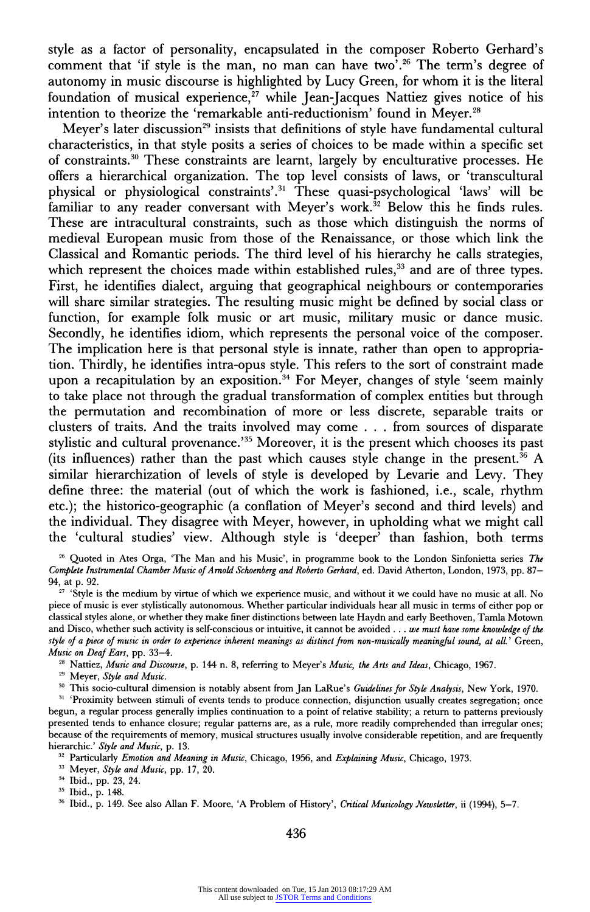style as a factor of personality, encapsulated in the composer Roberto Gerhard's comment that 'if style is the man, no man can have two'.[26] The term's degree of autonomy in music discourse is highlighted by Lucy Green, for whom it is the literal foundation of musical experience,[27] while Jean-Jacques Nattiez gives notice of his intention to theorize the 'remarkable anti-reductionism' found in Meyer.[28]

Meyer's later discussion[29] insists that definitions of style have fundamental cultural characteristics, in that style posits a series of choices to be made within a specific set of constraints.[30] These constraints are learnt, largely by enculturative processes. He offers a hierarchical organization. The top level consists of laws, or 'transcultural physical or physiological constraints'.[31] These quasi-psychological 'laws' will be familiar to any reader conversant with Meyer's work.[32] Below this he finds rules. These are intracultural constraints, such as those which distinguish the norms of medieval European music from those of the Renaissance, or those which link the Classical and Romantic periods. The third level of his hierarchy he calls strategies, which represent the choices made within established rules,[33] and are of three types. First, he identifies dialect, arguing that geographical neighbours or contemporaries will share similar strategies. The resulting music might be defined by social class or function, for example folk music or art music, military music or dance music. Secondly, he identifies idiom, which represents the personal voice of the composer. The implication here is that personal style is innate, rather than open to appropriation. Thirdly, he identifies intra-opus style. This refers to the sort of constraint made upon a recapitulation by an exposition.[34] For Meyer, changes of style 'seem mainly to take place not through the gradual transformation of complex entities but through the permutation and recombination of more or less discrete, separable traits or clusters of traits. And the traits involved may come . . . from sources of disparate stylistic and cultural provenance.'[35] Moreover, it is the present which chooses its past (its influences) rather than the past which causes style change in the present.[36] A similar hierarchization of levels of style is developed by Levarie and Levy. They define three: the material (out of which the work is fashioned, i.e., scale, rhythm etc.); the historico-geographic (a conflation of Meyer's second and third levels) and the individual. They disagree with Meyer, however, in upholding what we might call the 'cultural studies' view. Although style is 'deeper' than fashion, both terms

[26] Quoted in Ates Orga, 'The Man and his Music', in programme book to the London Sinfonietta series *The Complete Instrumental Chamber Music of Arnold Schoenberg and Roberto Gerhard*, ed. David Atherton, London, 1973, pp. 87–94, at p. 92.

[27] 'Style is the medium by virtue of which we experience music, and without it we could have no music at all. No piece of music is ever stylistically autonomous. Whether particular individuals hear all music in terms of either pop or classical styles alone, or whether they make finer distinctions between late Haydn and early Beethoven, Tamla Motown and Disco, whether such activity is self-conscious or intuitive, it cannot be avoided . . . *we must have some knowledge of the style of a piece of music in order to experience inherent meanings as distinct from non-musically meaningful sound, at all.*' Green, *Music on Deaf Ears*, pp. 33–4.

[28] Nattiez, *Music and Discourse*, p. 144 n. 8, referring to Meyer's *Music, the Arts and Ideas*, Chicago, 1967.

[29] Meyer, *Style and Music*.

[30] This socio-cultural dimension is notably absent from Jan LaRue's *Guidelines for Style Analysis*, New York, 1970.

[31] 'Proximity between stimuli of events tends to produce connection, disjunction usually creates segregation; once begun, a regular process generally implies continuation to a point of relative stability; a return to patterns previously presented tends to enhance closure; regular patterns are, as a rule, more readily comprehended than irregular ones; because of the requirements of memory, musical structures usually involve considerable repetition, and are frequently hierarchic.' *Style and Music*, p. 13.

[32] Particularly *Emotion and Meaning in Music*, Chicago, 1956, and *Explaining Music*, Chicago, 1973.

[33] Meyer, *Style and Music*, pp. 17, 20.

[34] Ibid., pp. 23, 24.

[35] Ibid., p. 148.

[36] Ibid., p. 149. See also Allan F. Moore, 'A Problem of History', *Critical Musicology Newsletter*, ii (1994), 5–7.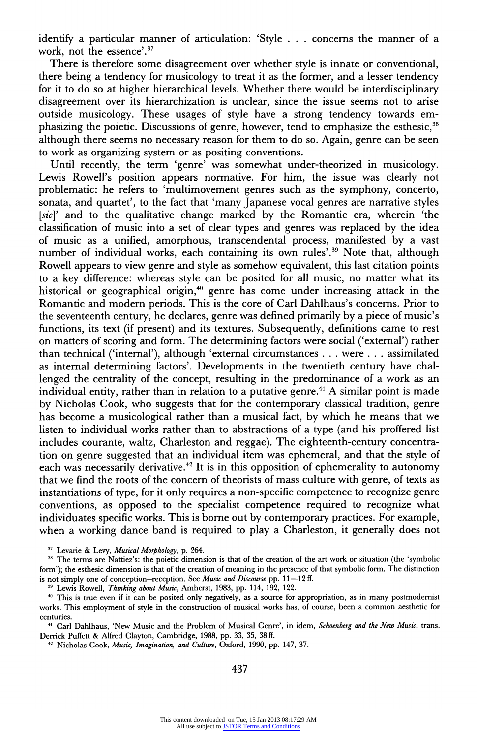identify a particular manner of articulation: 'Style . . . concerns the manner of a work, not the essence'.[37]

There is therefore some disagreement over whether style is innate or conventional, there being a tendency for musicology to treat it as the former, and a lesser tendency for it to do so at higher hierarchical levels. Whether there would be interdisciplinary disagreement over its hierarchization is unclear, since the issue seems not to arise outside musicology. These usages of style have a strong tendency towards emphasizing the poietic. Discussions of genre, however, tend to emphasize the esthesic,[38] although there seems no necessary reason for them to do so. Again, genre can be seen to work as organizing system or as positing conventions.

Until recently, the term 'genre' was somewhat under-theorized in musicology. Lewis Rowell's position appears normative. For him, the issue was clearly not problematic: he refers to 'multimovement genres such as the symphony, concerto, sonata, and quartet', to the fact that 'many Japanese vocal genres are narrative styles [*sic*]' and to the qualitative change marked by the Romantic era, wherein 'the classification of music into a set of clear types and genres was replaced by the idea of music as a unified, amorphous, transcendental process, manifested by a vast number of individual works, each containing its own rules'.[39] Note that, although Rowell appears to view genre and style as somehow equivalent, this last citation points to a key difference: whereas style can be posited for all music, no matter what its historical or geographical origin,[40] genre has come under increasing attack in the Romantic and modern periods. This is the core of Carl Dahlhaus's concerns. Prior to the seventeenth century, he declares, genre was defined primarily by a piece of music's functions, its text (if present) and its textures. Subsequently, definitions came to rest on matters of scoring and form. The determining factors were social ('external') rather than technical ('internal'), although 'external circumstances . . . were . . . assimilated as internal determining factors'. Developments in the twentieth century have challenged the centrality of the concept, resulting in the predominance of a work as an individual entity, rather than in relation to a putative genre.[41] A similar point is made by Nicholas Cook, who suggests that for the contemporary classical tradition, genre has become a musicological rather than a musical fact, by which he means that we listen to individual works rather than to abstractions of a type (and his proffered list includes courante, waltz, Charleston and reggae). The eighteenth-century concentration on genre suggested that an individual item was ephemeral, and that the style of each was necessarily derivative.[42] It is in this opposition of ephemerality to autonomy that we find the roots of the concern of theorists of mass culture with genre, of texts as instantiations of type, for it only requires a non-specific competence to recognize genre conventions, as opposed to the specialist competence required to recognize what individuates specific works. This is borne out by contemporary practices. For example, when a working dance band is required to play a Charleston, it generally does not

[37] Levarie & Levy, *Musical Morphology*, p. 264.

[38] The terms are Nattiez's: the poietic dimension is that of the creation of the art work or situation (the 'symbolic form'); the esthesic dimension is that of the creation of meaning in the presence of that symbolic form. The distinction is not simply one of conception–reception. See *Music and Discourse* pp. 11—12 ff.

[39] Lewis Rowell, *Thinking about Music*, Amherst, 1983, pp. 114, 192, 122.

[40] This is true even if it can be posited only negatively, as a source for appropriation, as in many postmodernist works. This employment of style in the construction of musical works has, of course, been a common aesthetic for centuries.

[41] Carl Dahlhaus, 'New Music and the Problem of Musical Genre', in idem, *Schoenberg and the New Music*, trans. Derrick Puffett & Alfred Clayton, Cambridge, 1988, pp. 33, 35, 38 ff.

[42] Nicholas Cook, *Music, Imagination, and Culture*, Oxford, 1990, pp. 147, 37.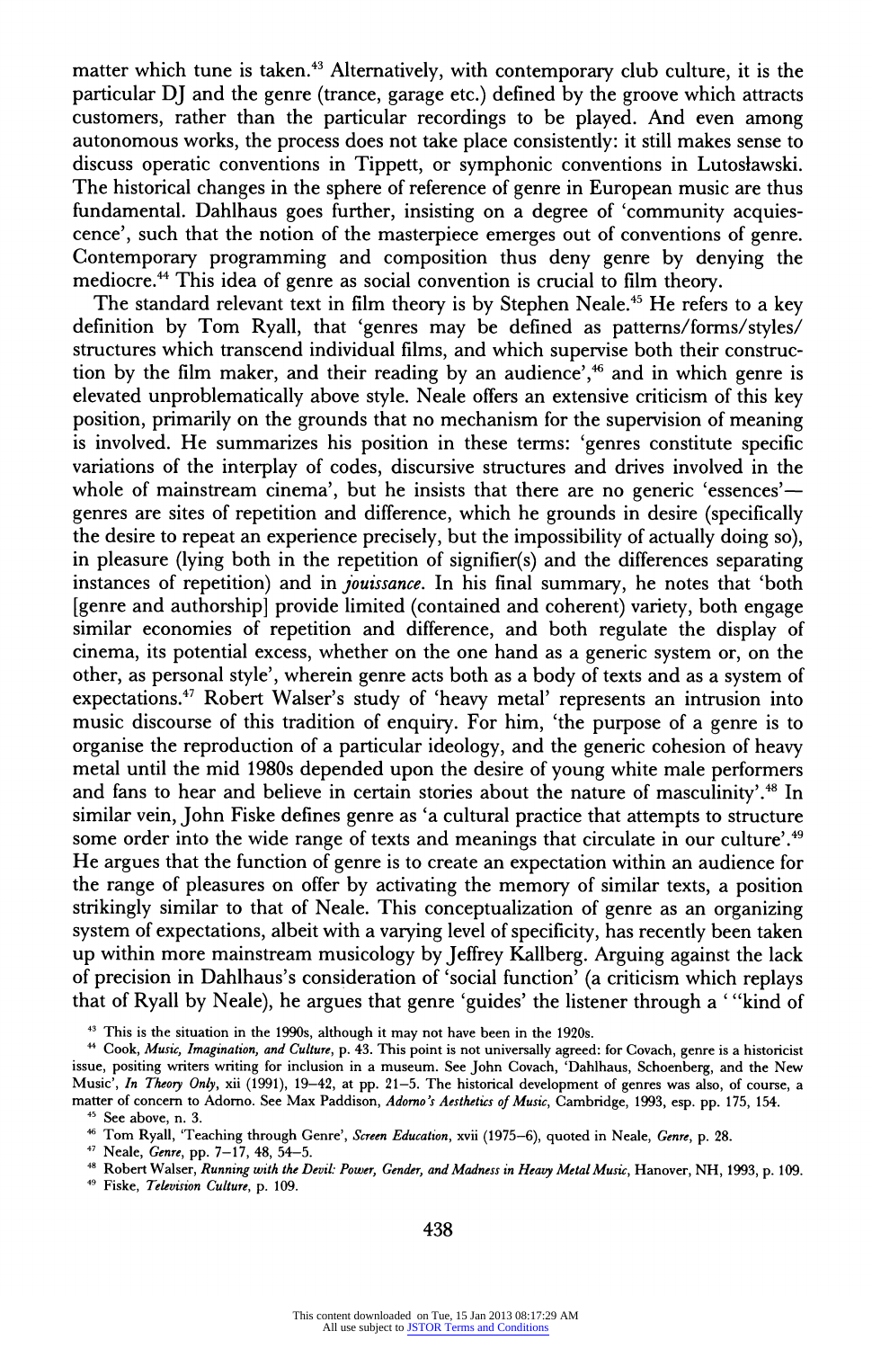matter which tune is taken.[43] Alternatively, with contemporary club culture, it is the particular DJ and the genre (trance, garage etc.) defined by the groove which attracts customers, rather than the particular recordings to be played. And even among autonomous works, the process does not take place consistently: it still makes sense to discuss operatic conventions in Tippett, or symphonic conventions in Lutosławski. The historical changes in the sphere of reference of genre in European music are thus fundamental. Dahlhaus goes further, insisting on a degree of 'community acquiescence', such that the notion of the masterpiece emerges out of conventions of genre. Contemporary programming and composition thus deny genre by denying the mediocre.[44] This idea of genre as social convention is crucial to film theory.

The standard relevant text in film theory is by Stephen Neale.[45] He refers to a key definition by Tom Ryall, that 'genres may be defined as patterns/forms/styles/structures which transcend individual films, and which supervise both their construction by the film maker, and their reading by an audience',[46] and in which genre is elevated unproblematically above style. Neale offers an extensive criticism of this key position, primarily on the grounds that no mechanism for the supervision of meaning is involved. He summarizes his position in these terms: 'genres constitute specific variations of the interplay of codes, discursive structures and drives involved in the whole of mainstream cinema', but he insists that there are no generic 'essences'—genres are sites of repetition and difference, which he grounds in desire (specifically the desire to repeat an experience precisely, but the impossibility of actually doing so), in pleasure (lying both in the repetition of signifier(s) and the differences separating instances of repetition) and in *jouissance*. In his final summary, he notes that 'both [genre and authorship] provide limited (contained and coherent) variety, both engage similar economies of repetition and difference, and both regulate the display of cinema, its potential excess, whether on the one hand as a generic system or, on the other, as personal style', wherein genre acts both as a body of texts and as a system of expectations.[47] Robert Walser's study of 'heavy metal' represents an intrusion into music discourse of this tradition of enquiry. For him, 'the purpose of a genre is to organise the reproduction of a particular ideology, and the generic cohesion of heavy metal until the mid 1980s depended upon the desire of young white male performers and fans to hear and believe in certain stories about the nature of masculinity'.[48] In similar vein, John Fiske defines genre as 'a cultural practice that attempts to structure some order into the wide range of texts and meanings that circulate in our culture'.[49] He argues that the function of genre is to create an expectation within an audience for the range of pleasures on offer by activating the memory of similar texts, a position strikingly similar to that of Neale. This conceptualization of genre as an organizing system of expectations, albeit with a varying level of specificity, has recently been taken up within more mainstream musicology by Jeffrey Kallberg. Arguing against the lack of precision in Dahlhaus's consideration of 'social function' (a criticism which replays that of Ryall by Neale), he argues that genre 'guides' the listener through a '"kind of

[43] This is the situation in the 1990s, although it may not have been in the 1920s.

[44] Cook, *Music, Imagination, and Culture*, p. 43. This point is not universally agreed: for Covach, genre is a historicist issue, positing writers writing for inclusion in a museum. See John Covach, 'Dahlhaus, Schoenberg, and the New Music', *In Theory Only*, xii (1991), 19–42, at pp. 21–5. The historical development of genres was also, of course, a matter of concern to Adorno. See Max Paddison, *Adorno's Aesthetics of Music*, Cambridge, 1993, esp. pp. 175, 154.

[45] See above, n. 3.

[46] Tom Ryall, 'Teaching through Genre', *Screen Education*, xvii (1975–6), quoted in Neale, *Genre*, p. 28.

[47] Neale, *Genre*, pp. 7–17, 48, 54–5.

[48] Robert Walser, *Running with the Devil: Power, Gender, and Madness in Heavy Metal Music*, Hanover, NH, 1993, p. 109.

[49] Fiske, *Television Culture*, p. 109.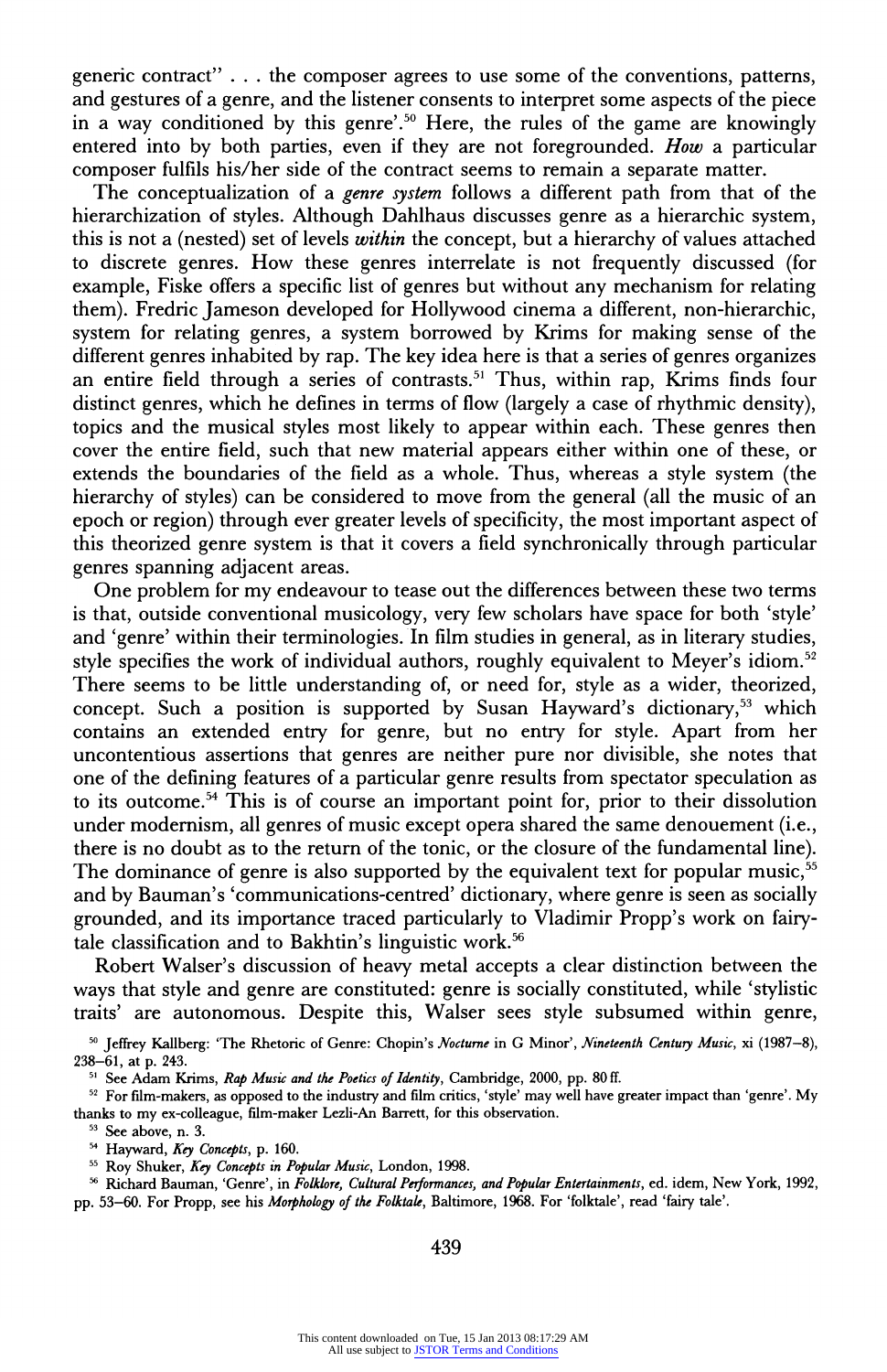generic contract" . . . the composer agrees to use some of the conventions, patterns, and gestures of a genre, and the listener consents to interpret some aspects of the piece in a way conditioned by this genre'.[50] Here, the rules of the game are knowingly entered into by both parties, even if they are not foregrounded. *How* a particular composer fulfils his/her side of the contract seems to remain a separate matter.

The conceptualization of a *genre system* follows a different path from that of the hierarchization of styles. Although Dahlhaus discusses genre as a hierarchic system, this is not a (nested) set of levels *within* the concept, but a hierarchy of values attached to discrete genres. How these genres interrelate is not frequently discussed (for example, Fiske offers a specific list of genres but without any mechanism for relating them). Fredric Jameson developed for Hollywood cinema a different, non-hierarchic, system for relating genres, a system borrowed by Krims for making sense of the different genres inhabited by rap. The key idea here is that a series of genres organizes an entire field through a series of contrasts.[51] Thus, within rap, Krims finds four distinct genres, which he defines in terms of flow (largely a case of rhythmic density), topics and the musical styles most likely to appear within each. These genres then cover the entire field, such that new material appears either within one of these, or extends the boundaries of the field as a whole. Thus, whereas a style system (the hierarchy of styles) can be considered to move from the general (all the music of an epoch or region) through ever greater levels of specificity, the most important aspect of this theorized genre system is that it covers a field synchronically through particular genres spanning adjacent areas.

One problem for my endeavour to tease out the differences between these two terms is that, outside conventional musicology, very few scholars have space for both 'style' and 'genre' within their terminologies. In film studies in general, as in literary studies, style specifies the work of individual authors, roughly equivalent to Meyer's idiom.[52] There seems to be little understanding of, or need for, style as a wider, theorized, concept. Such a position is supported by Susan Hayward's dictionary,[53] which contains an extended entry for genre, but no entry for style. Apart from her uncontentious assertions that genres are neither pure nor divisible, she notes that one of the defining features of a particular genre results from spectator speculation as to its outcome.[54] This is of course an important point for, prior to their dissolution under modernism, all genres of music except opera shared the same denouement (i.e., there is no doubt as to the return of the tonic, or the closure of the fundamental line). The dominance of genre is also supported by the equivalent text for popular music,[55] and by Bauman's 'communications-centred' dictionary, where genre is seen as socially grounded, and its importance traced particularly to Vladimir Propp's work on fairy-tale classification and to Bakhtin's linguistic work.[56]

Robert Walser's discussion of heavy metal accepts a clear distinction between the ways that style and genre are constituted: genre is socially constituted, while 'stylistic traits' are autonomous. Despite this, Walser sees style subsumed within genre,

[50] Jeffrey Kallberg: 'The Rhetoric of Genre: Chopin's *Nocturne* in G Minor', *Nineteenth Century Music*, xi (1987–8), 238–61, at p. 243.

[51] See Adam Krims, *Rap Music and the Poetics of Identity*, Cambridge, 2000, pp. 80 ff.

[52] For film-makers, as opposed to the industry and film critics, 'style' may well have greater impact than 'genre'. My thanks to my ex-colleague, film-maker Lezli-An Barrett, for this observation.

[53] See above, n. 3.

[54] Hayward, *Key Concepts*, p. 160.

[55] Roy Shuker, *Key Concepts in Popular Music*, London, 1998.

[56] Richard Bauman, 'Genre', in *Folklore, Cultural Performances, and Popular Entertainments*, ed. idem, New York, 1992, pp. 53–60. For Propp, see his *Morphology of the Folktale*, Baltimore, 1968. For 'folktale', read 'fairy tale'.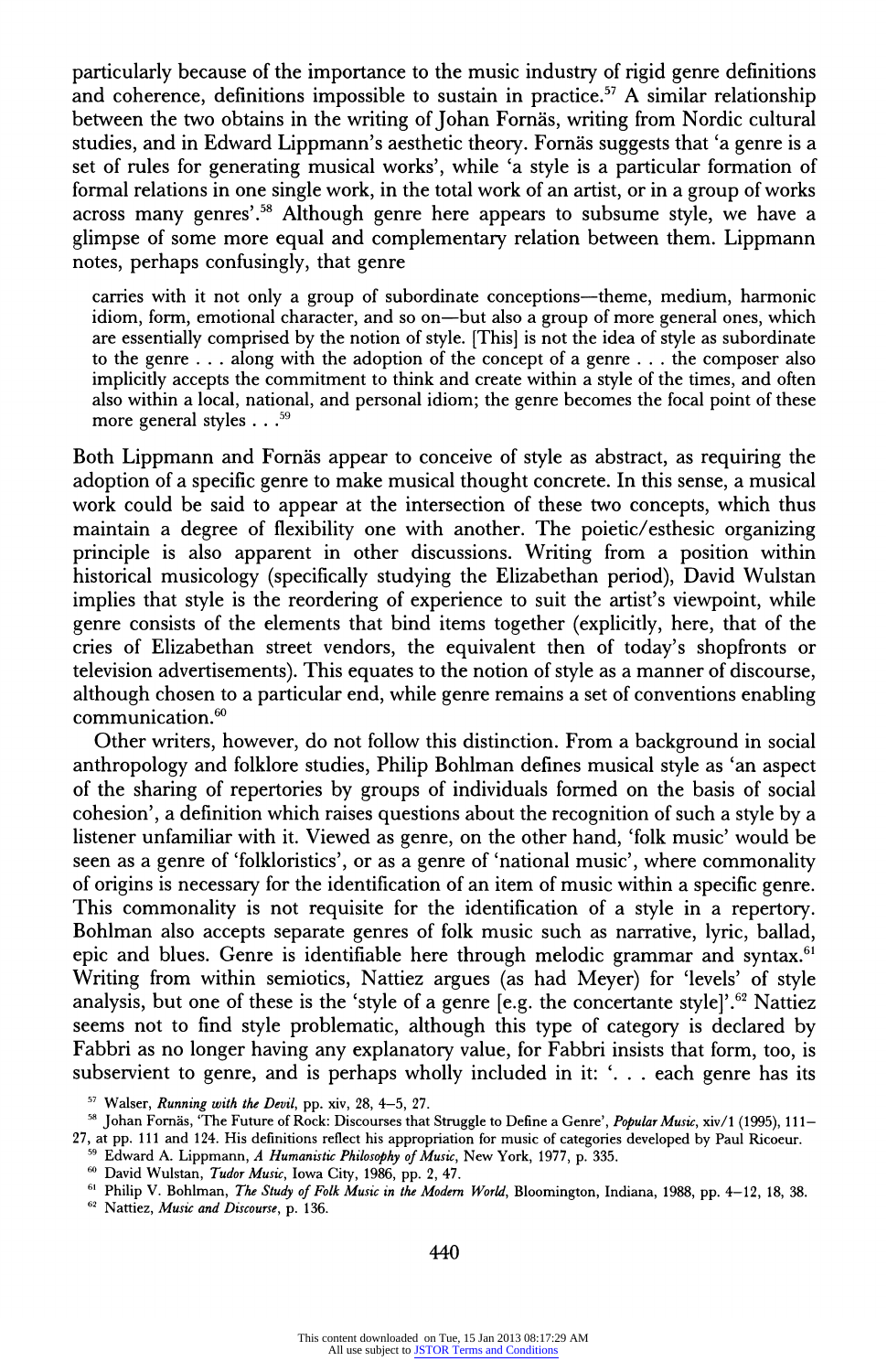particularly because of the importance to the music industry of rigid genre definitions and coherence, definitions impossible to sustain in practice.[57] A similar relationship between the two obtains in the writing of Johan Fornäs, writing from Nordic cultural studies, and in Edward Lippmann's aesthetic theory. Fornäs suggests that 'a genre is a set of rules for generating musical works', while 'a style is a particular formation of formal relations in one single work, in the total work of an artist, or in a group of works across many genres'.[58] Although genre here appears to subsume style, we have a glimpse of some more equal and complementary relation between them. Lippmann notes, perhaps confusingly, that genre

> carries with it not only a group of subordinate conceptions—theme, medium, harmonic idiom, form, emotional character, and so on—but also a group of more general ones, which are essentially comprised by the notion of style. [This] is not the idea of style as subordinate to the genre . . . along with the adoption of the concept of a genre . . . the composer also implicitly accepts the commitment to think and create within a style of the times, and often also within a local, national, and personal idiom; the genre becomes the focal point of these more general styles . . .[59]

Both Lippmann and Fornäs appear to conceive of style as abstract, as requiring the adoption of a specific genre to make musical thought concrete. In this sense, a musical work could be said to appear at the intersection of these two concepts, which thus maintain a degree of flexibility one with another. The poietic/esthesic organizing principle is also apparent in other discussions. Writing from a position within historical musicology (specifically studying the Elizabethan period), David Wulstan implies that style is the reordering of experience to suit the artist's viewpoint, while genre consists of the elements that bind items together (explicitly, here, that of the cries of Elizabethan street vendors, the equivalent then of today's shopfronts or television advertisements). This equates to the notion of style as a manner of discourse, although chosen to a particular end, while genre remains a set of conventions enabling communication.[60]

Other writers, however, do not follow this distinction. From a background in social anthropology and folklore studies, Philip Bohlman defines musical style as 'an aspect of the sharing of repertories by groups of individuals formed on the basis of social cohesion', a definition which raises questions about the recognition of such a style by a listener unfamiliar with it. Viewed as genre, on the other hand, 'folk music' would be seen as a genre of 'folkloristics', or as a genre of 'national music', where commonality of origins is necessary for the identification of an item of music within a specific genre. This commonality is not requisite for the identification of a style in a repertory. Bohlman also accepts separate genres of folk music such as narrative, lyric, ballad, epic and blues. Genre is identifiable here through melodic grammar and syntax.[61] Writing from within semiotics, Nattiez argues (as had Meyer) for 'levels' of style analysis, but one of these is the 'style of a genre [e.g. the concertante style]'.[62] Nattiez seems not to find style problematic, although this type of category is declared by Fabbri as no longer having any explanatory value, for Fabbri insists that form, too, is subservient to genre, and is perhaps wholly included in it: '. . . each genre has its

[57] Walser, *Running with the Devil*, pp. xiv, 28, 4–5, 27.

[58] Johan Fornäs, 'The Future of Rock: Discourses that Struggle to Define a Genre', *Popular Music*, xiv/1 (1995), 111–27, at pp. 111 and 124. His definitions reflect his appropriation for music of categories developed by Paul Ricoeur.

[59] Edward A. Lippmann, *A Humanistic Philosophy of Music*, New York, 1977, p. 335.

[60] David Wulstan, *Tudor Music*, Iowa City, 1986, pp. 2, 47.

[61] Philip V. Bohlman, *The Study of Folk Music in the Modern World*, Bloomington, Indiana, 1988, pp. 4–12, 18, 38.

[62] Nattiez, *Music and Discourse*, p. 136.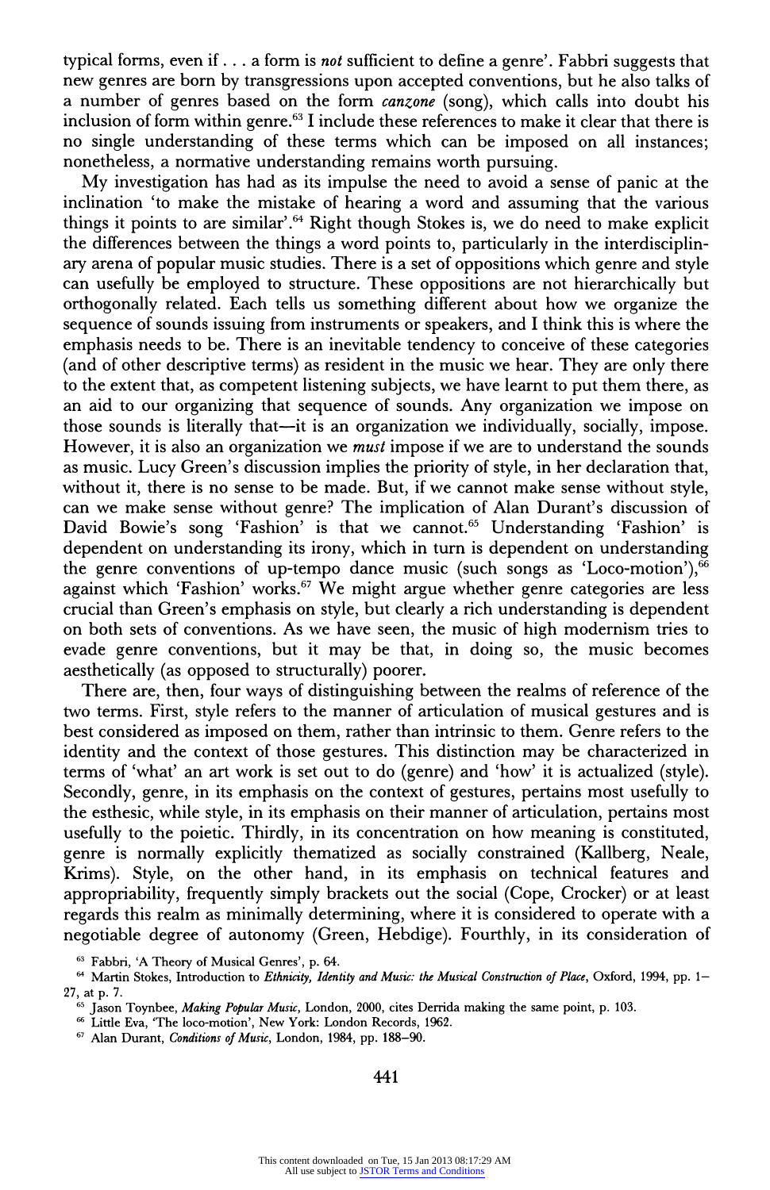typical forms, even if . . . a form is *not* sufficient to define a genre'. Fabbri suggests that new genres are born by transgressions upon accepted conventions, but he also talks of a number of genres based on the form *canzone* (song), which calls into doubt his inclusion of form within genre.[63] I include these references to make it clear that there is no single understanding of these terms which can be imposed on all instances; nonetheless, a normative understanding remains worth pursuing.

My investigation has had as its impulse the need to avoid a sense of panic at the inclination 'to make the mistake of hearing a word and assuming that the various things it points to are similar'.[64] Right though Stokes is, we do need to make explicit the differences between the things a word points to, particularly in the interdisciplinary arena of popular music studies. There is a set of oppositions which genre and style can usefully be employed to structure. These oppositions are not hierarchically but orthogonally related. Each tells us something different about how we organize the sequence of sounds issuing from instruments or speakers, and I think this is where the emphasis needs to be. There is an inevitable tendency to conceive of these categories (and of other descriptive terms) as resident in the music we hear. They are only there to the extent that, as competent listening subjects, we have learnt to put them there, as an aid to our organizing that sequence of sounds. Any organization we impose on those sounds is literally that—it is an organization we individually, socially, impose. However, it is also an organization we *must* impose if we are to understand the sounds as music. Lucy Green's discussion implies the priority of style, in her declaration that, without it, there is no sense to be made. But, if we cannot make sense without style, can we make sense without genre? The implication of Alan Durant's discussion of David Bowie's song 'Fashion' is that we cannot.[65] Understanding 'Fashion' is dependent on understanding its irony, which in turn is dependent on understanding the genre conventions of up-tempo dance music (such songs as 'Loco-motion'),[66] against which 'Fashion' works.[67] We might argue whether genre categories are less crucial than Green's emphasis on style, but clearly a rich understanding is dependent on both sets of conventions. As we have seen, the music of high modernism tries to evade genre conventions, but it may be that, in doing so, the music becomes aesthetically (as opposed to structurally) poorer.

There are, then, four ways of distinguishing between the realms of reference of the two terms. First, style refers to the manner of articulation of musical gestures and is best considered as imposed on them, rather than intrinsic to them. Genre refers to the identity and the context of those gestures. This distinction may be characterized in terms of 'what' an art work is set out to do (genre) and 'how' it is actualized (style). Secondly, genre, in its emphasis on the context of gestures, pertains most usefully to the esthesic, while style, in its emphasis on their manner of articulation, pertains most usefully to the poietic. Thirdly, in its concentration on how meaning is constituted, genre is normally explicitly thematized as socially constrained (Kallberg, Neale, Krims). Style, on the other hand, in its emphasis on technical features and appropriability, frequently simply brackets out the social (Cope, Crocker) or at least regards this realm as minimally determining, where it is considered to operate with a negotiable degree of autonomy (Green, Hebdige). Fourthly, in its consideration of

[63] Fabbri, 'A Theory of Musical Genres', p. 64.

[64] Martin Stokes, Introduction to *Ethnicity, Identity and Music: the Musical Construction of Place*, Oxford, 1994, pp. 1–27, at p. 7.

[65] Jason Toynbee, *Making Popular Music*, London, 2000, cites Derrida making the same point, p. 103.

[66] Little Eva, 'The loco-motion', New York: London Records, 1962.

[67] Alan Durant, *Conditions of Music*, London, 1984, pp. 188–90.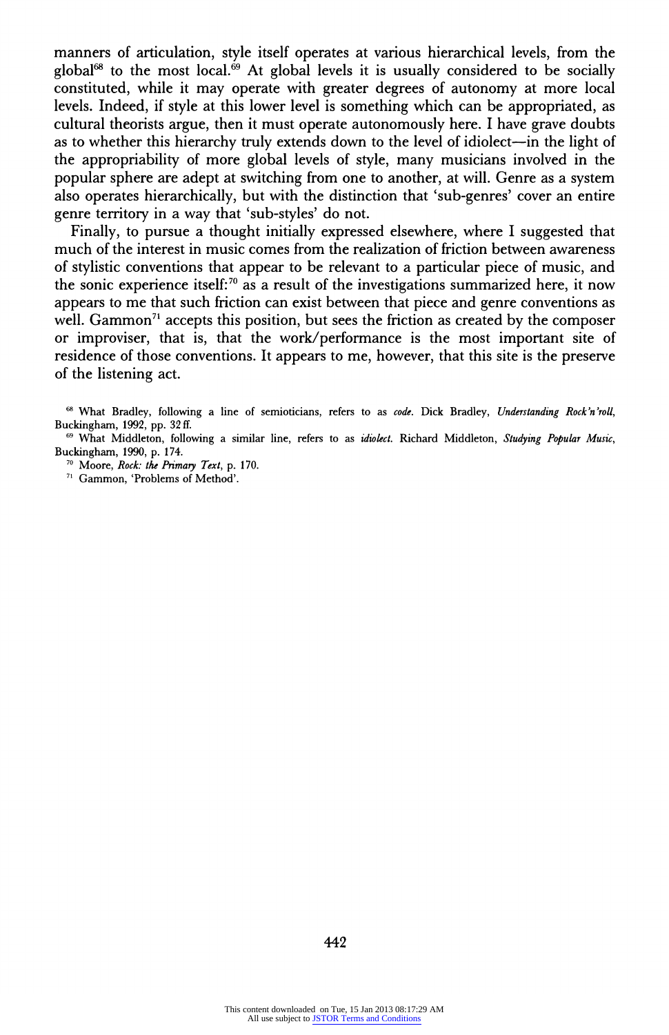manners of articulation, style itself operates at various hierarchical levels, from the global[68] to the most local.[69] At global levels it is usually considered to be socially constituted, while it may operate with greater degrees of autonomy at more local levels. Indeed, if style at this lower level is something which can be appropriated, as cultural theorists argue, then it must operate autonomously here. I have grave doubts as to whether this hierarchy truly extends down to the level of idiolect—in the light of the appropriability of more global levels of style, many musicians involved in the popular sphere are adept at switching from one to another, at will. Genre as a system also operates hierarchically, but with the distinction that 'sub-genres' cover an entire genre territory in a way that 'sub-styles' do not.

Finally, to pursue a thought initially expressed elsewhere, where I suggested that much of the interest in music comes from the realization of friction between awareness of stylistic conventions that appear to be relevant to a particular piece of music, and the sonic experience itself:[70] as a result of the investigations summarized here, it now appears to me that such friction can exist between that piece and genre conventions as well. Gammon[71] accepts this position, but sees the friction as created by the composer or improviser, that is, that the work/performance is the most important site of residence of those conventions. It appears to me, however, that this site is the preserve of the listening act.

[68] What Bradley, following a line of semioticians, refers to as *code*. Dick Bradley, *Understanding Rock'n'roll*, Buckingham, 1992, pp. 32 ff.

[69] What Middleton, following a similar line, refers to as *idiolect*. Richard Middleton, *Studying Popular Music*, Buckingham, 1990, p. 174.

[70] Moore, *Rock: the Primary Text*, p. 170.

[71] Gammon, 'Problems of Method'.